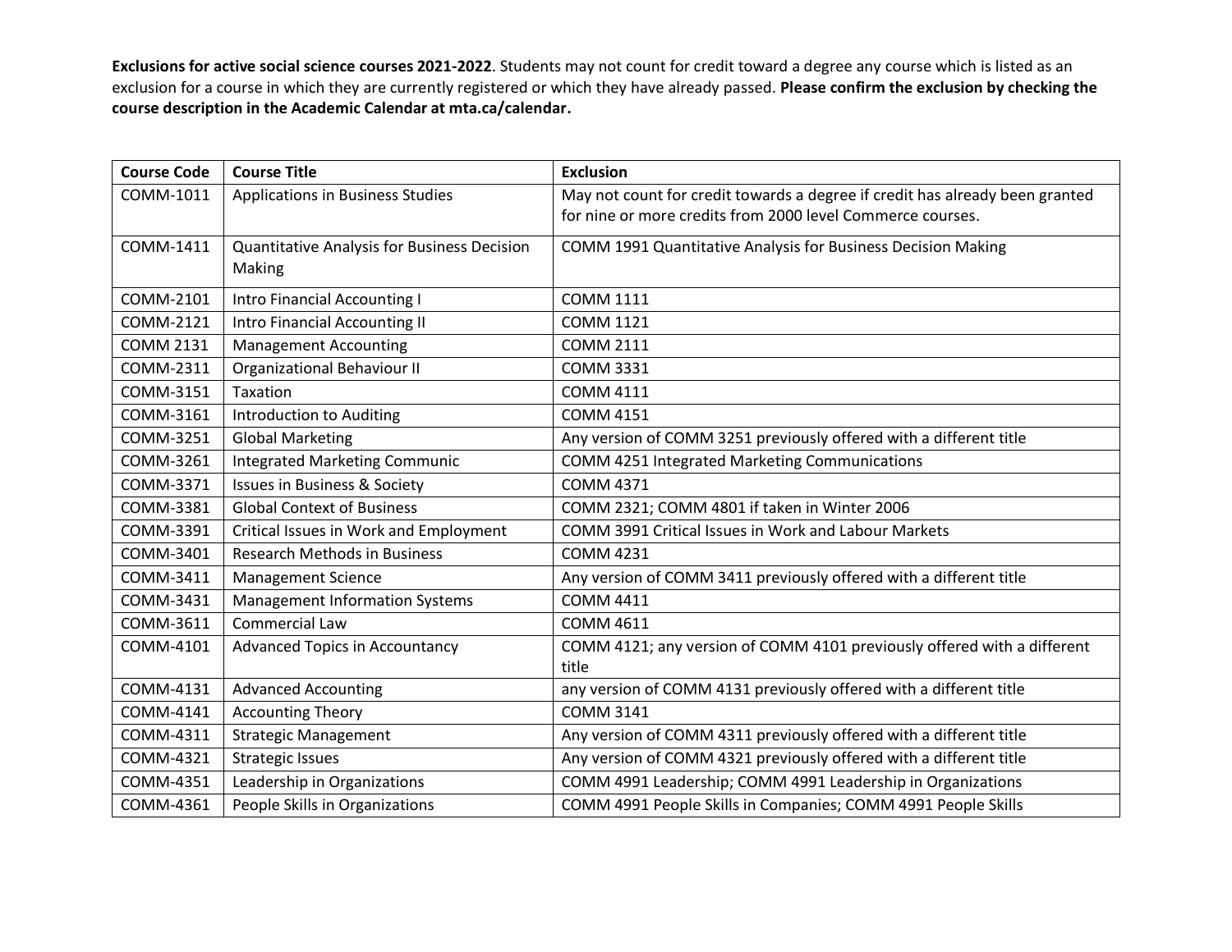**Exclusions for active social science courses 2021-2022**. Students may not count for credit toward a degree any course which is listed as an exclusion for a course in which they are currently registered or which they have already passed. **Please confirm the exclusion by checking the course description in the Academic Calendar at mta.ca/calendar.**

| Course Code | Course Title | Exclusion |
|---|---|---|
| COMM-1011 | Applications in Business Studies | May not count for credit towards a degree if credit has already been granted for nine or more credits from 2000 level Commerce courses. |
| COMM-1411 | Quantitative Analysis for Business Decision Making | COMM 1991 Quantitative Analysis for Business Decision Making |
| COMM-2101 | Intro Financial Accounting I | COMM 1111 |
| COMM-2121 | Intro Financial Accounting II | COMM 1121 |
| COMM 2131 | Management Accounting | COMM 2111 |
| COMM-2311 | Organizational Behaviour II | COMM 3331 |
| COMM-3151 | Taxation | COMM 4111 |
| COMM-3161 | Introduction to Auditing | COMM 4151 |
| COMM-3251 | Global Marketing | Any version of COMM 3251 previously offered with a different title |
| COMM-3261 | Integrated Marketing Communic | COMM 4251 Integrated Marketing Communications |
| COMM-3371 | Issues in Business & Society | COMM 4371 |
| COMM-3381 | Global Context of Business | COMM 2321; COMM 4801 if taken in Winter 2006 |
| COMM-3391 | Critical Issues in Work and Employment | COMM 3991 Critical Issues in Work and Labour Markets |
| COMM-3401 | Research Methods in Business | COMM 4231 |
| COMM-3411 | Management Science | Any version of COMM 3411 previously offered with a different title |
| COMM-3431 | Management Information Systems | COMM 4411 |
| COMM-3611 | Commercial Law | COMM 4611 |
| COMM-4101 | Advanced Topics in Accountancy | COMM 4121; any version of COMM 4101 previously offered with a different title |
| COMM-4131 | Advanced Accounting | any version of COMM 4131 previously offered with a different title |
| COMM-4141 | Accounting Theory | COMM 3141 |
| COMM-4311 | Strategic Management | Any version of COMM 4311 previously offered with a different title |
| COMM-4321 | Strategic Issues | Any version of COMM 4321 previously offered with a different title |
| COMM-4351 | Leadership in Organizations | COMM 4991 Leadership; COMM 4991 Leadership in Organizations |
| COMM-4361 | People Skills in Organizations | COMM 4991 People Skills in Companies; COMM 4991 People Skills |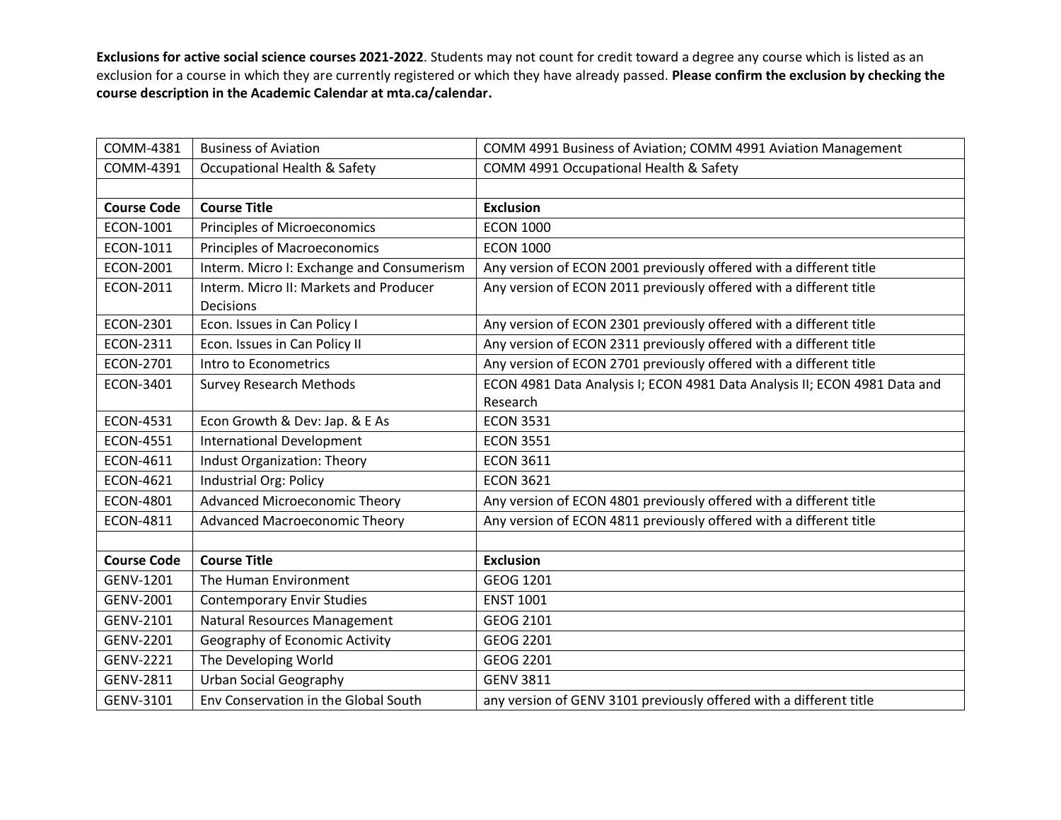**Exclusions for active social science courses 2021-2022**. Students may not count for credit toward a degree any course which is listed as an exclusion for a course in which they are currently registered or which they have already passed. **Please confirm the exclusion by checking the course description in the Academic Calendar at mta.ca/calendar.**

| | | |
|---|---|---|
| COMM-4381 | Business of Aviation | COMM 4991 Business of Aviation; COMM 4991 Aviation Management |
| COMM-4391 | Occupational Health & Safety | COMM 4991 Occupational Health & Safety |
| | | |
| **Course Code** | **Course Title** | **Exclusion** |
| ECON-1001 | Principles of Microeconomics | ECON 1000 |
| ECON-1011 | Principles of Macroeconomics | ECON 1000 |
| ECON-2001 | Interm. Micro I: Exchange and Consumerism | Any version of ECON 2001 previously offered with a different title |
| ECON-2011 | Interm. Micro II: Markets and Producer Decisions | Any version of ECON 2011 previously offered with a different title |
| ECON-2301 | Econ. Issues in Can Policy I | Any version of ECON 2301 previously offered with a different title |
| ECON-2311 | Econ. Issues in Can Policy II | Any version of ECON 2311 previously offered with a different title |
| ECON-2701 | Intro to Econometrics | Any version of ECON 2701 previously offered with a different title |
| ECON-3401 | Survey Research Methods | ECON 4981 Data Analysis I; ECON 4981 Data Analysis II; ECON 4981 Data and Research |
| ECON-4531 | Econ Growth & Dev: Jap. & E As | ECON 3531 |
| ECON-4551 | International Development | ECON 3551 |
| ECON-4611 | Indust Organization: Theory | ECON 3611 |
| ECON-4621 | Industrial Org: Policy | ECON 3621 |
| ECON-4801 | Advanced Microeconomic Theory | Any version of ECON 4801 previously offered with a different title |
| ECON-4811 | Advanced Macroeconomic Theory | Any version of ECON 4811 previously offered with a different title |
| | | |
| **Course Code** | **Course Title** | **Exclusion** |
| GENV-1201 | The Human Environment | GEOG 1201 |
| GENV-2001 | Contemporary Envir Studies | ENST 1001 |
| GENV-2101 | Natural Resources Management | GEOG 2101 |
| GENV-2201 | Geography of Economic Activity | GEOG 2201 |
| GENV-2221 | The Developing World | GEOG 2201 |
| GENV-2811 | Urban Social Geography | GENV 3811 |
| GENV-3101 | Env Conservation in the Global South | any version of GENV 3101 previously offered with a different title |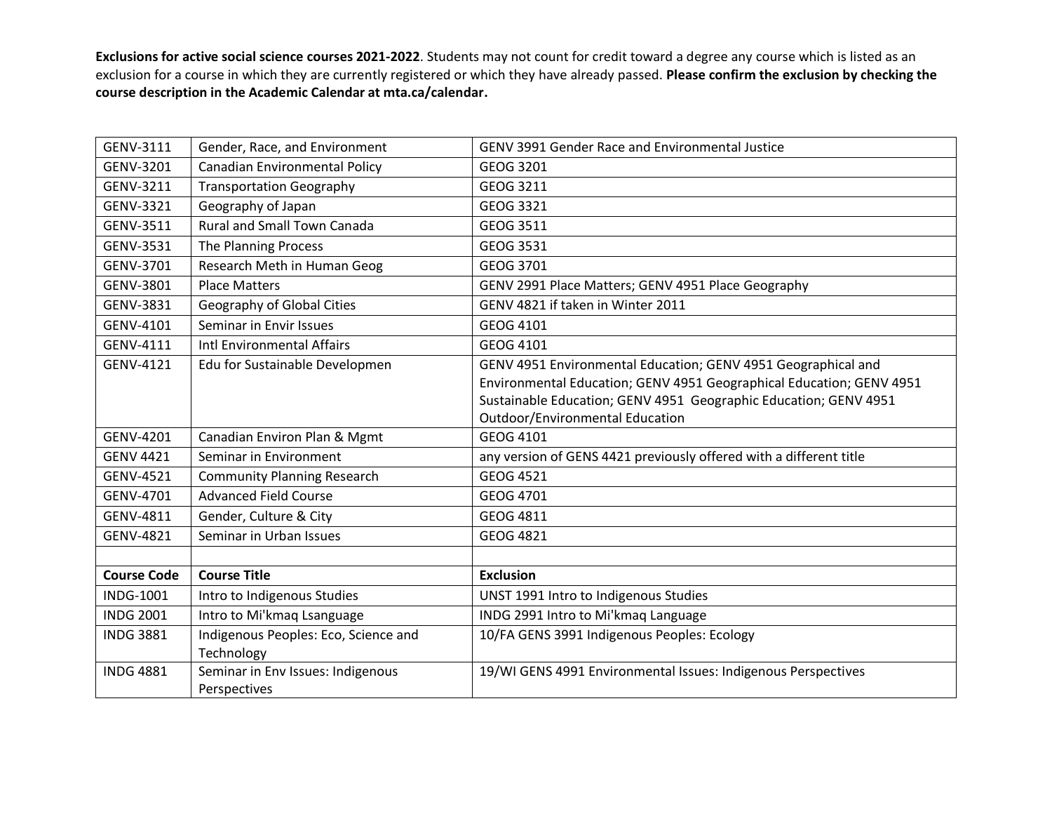**Exclusions for active social science courses 2021-2022**. Students may not count for credit toward a degree any course which is listed as an exclusion for a course in which they are currently registered or which they have already passed. **Please confirm the exclusion by checking the course description in the Academic Calendar at mta.ca/calendar.**

| | | |
|---|---|---|
| GENV-3111 | Gender, Race, and Environment | GENV 3991 Gender Race and Environmental Justice |
| GENV-3201 | Canadian Environmental Policy | GEOG 3201 |
| GENV-3211 | Transportation Geography | GEOG 3211 |
| GENV-3321 | Geography of Japan | GEOG 3321 |
| GENV-3511 | Rural and Small Town Canada | GEOG 3511 |
| GENV-3531 | The Planning Process | GEOG 3531 |
| GENV-3701 | Research Meth in Human Geog | GEOG 3701 |
| GENV-3801 | Place Matters | GENV 2991 Place Matters; GENV 4951 Place Geography |
| GENV-3831 | Geography of Global Cities | GENV 4821 if taken in Winter 2011 |
| GENV-4101 | Seminar in Envir Issues | GEOG 4101 |
| GENV-4111 | Intl Environmental Affairs | GEOG 4101 |
| GENV-4121 | Edu for Sustainable Developmen | GENV 4951 Environmental Education; GENV 4951 Geographical and Environmental Education; GENV 4951 Geographical Education; GENV 4951 Sustainable Education; GENV 4951 Geographic Education; GENV 4951 Outdoor/Environmental Education |
| GENV-4201 | Canadian Environ Plan & Mgmt | GEOG 4101 |
| GENV 4421 | Seminar in Environment | any version of GENS 4421 previously offered with a different title |
| GENV-4521 | Community Planning Research | GEOG 4521 |
| GENV-4701 | Advanced Field Course | GEOG 4701 |
| GENV-4811 | Gender, Culture & City | GEOG 4811 |
| GENV-4821 | Seminar in Urban Issues | GEOG 4821 |
| | | |
| **Course Code** | **Course Title** | **Exclusion** |
| INDG-1001 | Intro to Indigenous Studies | UNST 1991 Intro to Indigenous Studies |
| INDG 2001 | Intro to Mi'kmaq Lsanguage | INDG 2991 Intro to Mi'kmaq Language |
| INDG 3881 | Indigenous Peoples: Eco, Science and Technology | 10/FA GENS 3991 Indigenous Peoples: Ecology |
| INDG 4881 | Seminar in Env Issues: Indigenous Perspectives | 19/WI GENS 4991 Environmental Issues: Indigenous Perspectives |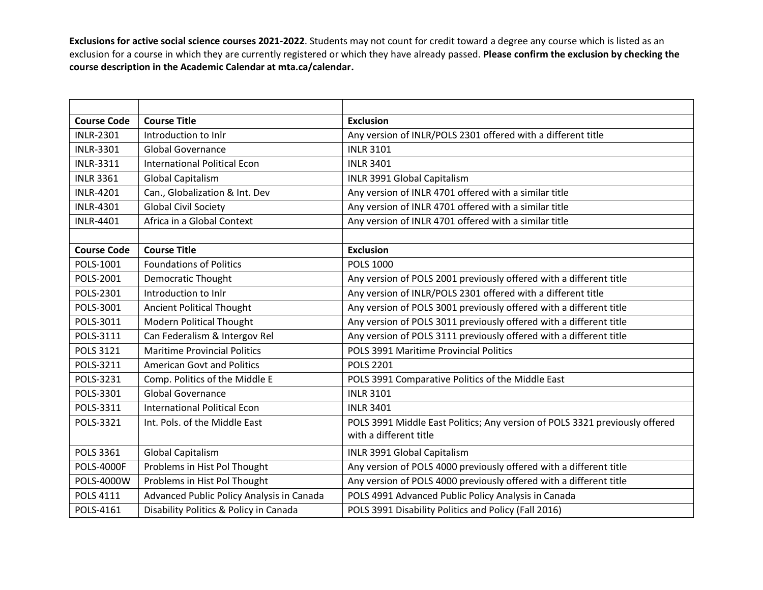**Exclusions for active social science courses 2021-2022**. Students may not count for credit toward a degree any course which is listed as an exclusion for a course in which they are currently registered or which they have already passed. **Please confirm the exclusion by checking the course description in the Academic Calendar at mta.ca/calendar.**

| Course Code | Course Title | Exclusion |
|---|---|---|
| INLR-2301 | Introduction to Inlr | Any version of INLR/POLS 2301 offered with a different title |
| INLR-3301 | Global Governance | INLR 3101 |
| INLR-3311 | International Political Econ | INLR 3401 |
| INLR 3361 | Global Capitalism | INLR 3991 Global Capitalism |
| INLR-4201 | Can., Globalization & Int. Dev | Any version of INLR 4701 offered with a similar title |
| INLR-4301 | Global Civil Society | Any version of INLR 4701 offered with a similar title |
| INLR-4401 | Africa in a Global Context | Any version of INLR 4701 offered with a similar title |

| Course Code | Course Title | Exclusion |
|---|---|---|
| POLS-1001 | Foundations of Politics | POLS 1000 |
| POLS-2001 | Democratic Thought | Any version of POLS 2001 previously offered with a different title |
| POLS-2301 | Introduction to Inlr | Any version of INLR/POLS 2301 offered with a different title |
| POLS-3001 | Ancient Political Thought | Any version of POLS 3001 previously offered with a different title |
| POLS-3011 | Modern Political Thought | Any version of POLS 3011 previously offered with a different title |
| POLS-3111 | Can Federalism & Intergov Rel | Any version of POLS 3111 previously offered with a different title |
| POLS 3121 | Maritime Provincial Politics | POLS 3991 Maritime Provincial Politics |
| POLS-3211 | American Govt and Politics | POLS 2201 |
| POLS-3231 | Comp. Politics of the Middle E | POLS 3991 Comparative Politics of the Middle East |
| POLS-3301 | Global Governance | INLR 3101 |
| POLS-3311 | International Political Econ | INLR 3401 |
| POLS-3321 | Int. Pols. of the Middle East | POLS 3991 Middle East Politics; Any version of POLS 3321 previously offered with a different title |
| POLS 3361 | Global Capitalism | INLR 3991 Global Capitalism |
| POLS-4000F | Problems in Hist Pol Thought | Any version of POLS 4000 previously offered with a different title |
| POLS-4000W | Problems in Hist Pol Thought | Any version of POLS 4000 previously offered with a different title |
| POLS 4111 | Advanced Public Policy Analysis in Canada | POLS 4991 Advanced Public Policy Analysis in Canada |
| POLS-4161 | Disability Politics & Policy in Canada | POLS 3991 Disability Politics and Policy (Fall 2016) |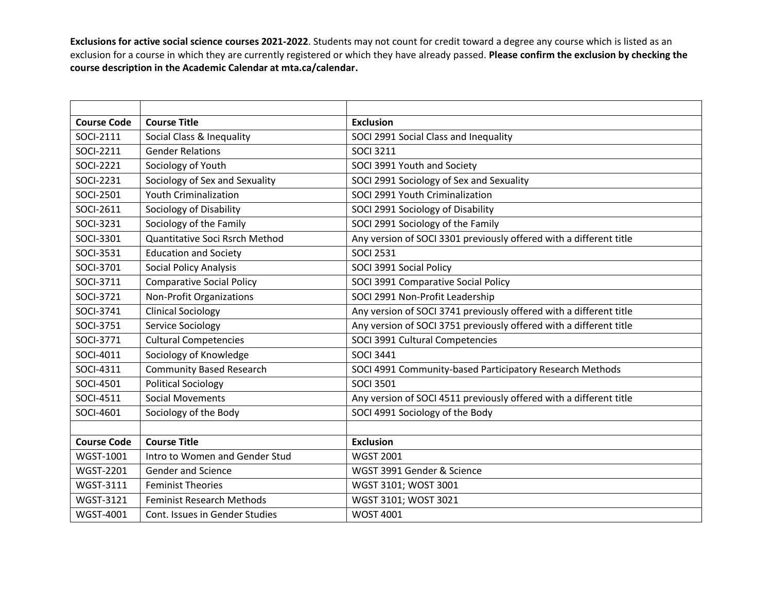**Exclusions for active social science courses 2021-2022**. Students may not count for credit toward a degree any course which is listed as an exclusion for a course in which they are currently registered or which they have already passed. **Please confirm the exclusion by checking the course description in the Academic Calendar at mta.ca/calendar.**

| Course Code | Course Title | Exclusion |
|---|---|---|
| SOCI-2111 | Social Class & Inequality | SOCI 2991 Social Class and Inequality |
| SOCI-2211 | Gender Relations | SOCI 3211 |
| SOCI-2221 | Sociology of Youth | SOCI 3991 Youth and Society |
| SOCI-2231 | Sociology of Sex and Sexuality | SOCI 2991 Sociology of Sex and Sexuality |
| SOCI-2501 | Youth Criminalization | SOCI 2991 Youth Criminalization |
| SOCI-2611 | Sociology of Disability | SOCI 2991 Sociology of Disability |
| SOCI-3231 | Sociology of the Family | SOCI 2991 Sociology of the Family |
| SOCI-3301 | Quantitative Soci Rsrch Method | Any version of SOCI 3301 previously offered with a different title |
| SOCI-3531 | Education and Society | SOCI 2531 |
| SOCI-3701 | Social Policy Analysis | SOCI 3991 Social Policy |
| SOCI-3711 | Comparative Social Policy | SOCI 3991 Comparative Social Policy |
| SOCI-3721 | Non-Profit Organizations | SOCI 2991 Non-Profit Leadership |
| SOCI-3741 | Clinical Sociology | Any version of SOCI 3741 previously offered with a different title |
| SOCI-3751 | Service Sociology | Any version of SOCI 3751 previously offered with a different title |
| SOCI-3771 | Cultural Competencies | SOCI 3991 Cultural Competencies |
| SOCI-4011 | Sociology of Knowledge | SOCI 3441 |
| SOCI-4311 | Community Based Research | SOCI 4991 Community-based Participatory Research Methods |
| SOCI-4501 | Political Sociology | SOCI 3501 |
| SOCI-4511 | Social Movements | Any version of SOCI 4511 previously offered with a different title |
| SOCI-4601 | Sociology of the Body | SOCI 4991 Sociology of the Body |

| Course Code | Course Title | Exclusion |
|---|---|---|
| WGST-1001 | Intro to Women and Gender Stud | WGST 2001 |
| WGST-2201 | Gender and Science | WGST 3991 Gender & Science |
| WGST-3111 | Feminist Theories | WGST 3101; WOST 3001 |
| WGST-3121 | Feminist Research Methods | WGST 3101; WOST 3021 |
| WGST-4001 | Cont. Issues in Gender Studies | WOST 4001 |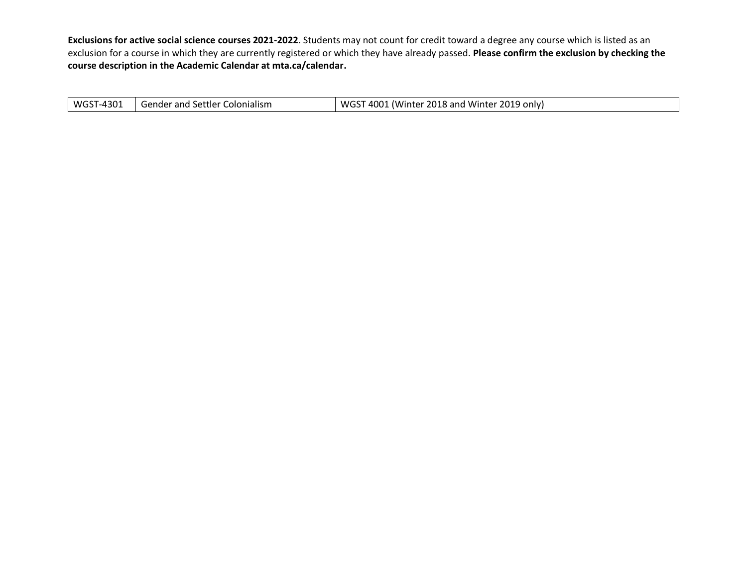**Exclusions for active social science courses 2021-2022**. Students may not count for credit toward a degree any course which is listed as an exclusion for a course in which they are currently registered or which they have already passed. **Please confirm the exclusion by checking the course description in the Academic Calendar at mta.ca/calendar.**

| | | |
|---|---|---|
| WGST-4301 | Gender and Settler Colonialism | WGST 4001 (Winter 2018 and Winter 2019 only) |